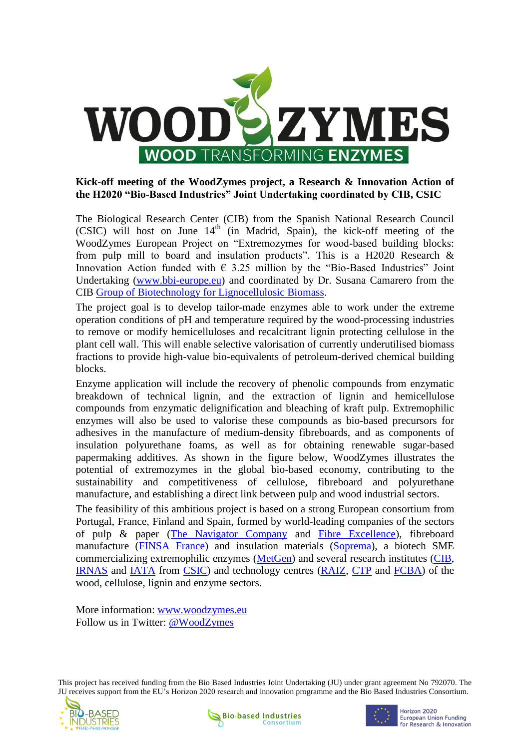WOODZYMES

WOOD TRANSFORMING ENZYMES

**Kick-off meeting of the WoodZymes project, a Research & Innovation Action of the H2020 "Bio-Based Industries" Joint Undertaking coordinated by CIB, CSIC**

The Biological Research Center (CIB) from the Spanish National Research Council (CSIC) will host on June 14th (in Madrid, Spain), the kick-off meeting of the WoodZymes European Project on "Extremozymes for wood-based building blocks: from pulp mill to board and insulation products". This is a H2020 Research & Innovation Action funded with € 3.25 million by the "Bio-Based Industries" Joint Undertaking (www.bbi-europe.eu) and coordinated by Dr. Susana Camarero from the CIB Group of Biotechnology for Lignocellulosic Biomass.

The project goal is to develop tailor-made enzymes able to work under the extreme operation conditions of pH and temperature required by the wood-processing industries to remove or modify hemicelluloses and recalcitrant lignin protecting cellulose in the plant cell wall. This will enable selective valorisation of currently underutilised biomass fractions to provide high-value bio-equivalents of petroleum-derived chemical building blocks.

Enzyme application will include the recovery of phenolic compounds from enzymatic breakdown of technical lignin, and the extraction of lignin and hemicellulose compounds from enzymatic delignification and bleaching of kraft pulp. Extremophilic enzymes will also be used to valorise these compounds as bio-based precursors for adhesives in the manufacture of medium-density fibreboards, and as components of insulation polyurethane foams, as well as for obtaining renewable sugar-based papermaking additives. As shown in the figure below, WoodZymes illustrates the potential of extremozymes in the global bio-based economy, contributing to the sustainability and competitiveness of cellulose, fibreboard and polyurethane manufacture, and establishing a direct link between pulp and wood industrial sectors.

The feasibility of this ambitious project is based on a strong European consortium from Portugal, France, Finland and Spain, formed by world-leading companies of the sectors of pulp & paper (The Navigator Company and Fibre Excellence), fibreboard manufacture (FINSA France) and insulation materials (Soprema), a biotech SME commercializing extremophilic enzymes (MetGen) and several research institutes (CIB, IRNAS and IATA from CSIC) and technology centres (RAIZ, CTP and FCBA) of the wood, cellulose, lignin and enzyme sectors.

More information: www.woodzymes.eu
Follow us in Twitter: @WoodZymes

This project has received funding from the Bio Based Industries Joint Undertaking (JU) under grant agreement No 792070. The JU receives support from the EU's Horizon 2020 research and innovation programme and the Bio Based Industries Consortium.

BIO-BASED INDUSTRIES Public-Private Partnership

Bio-based Industries Consortium

Horizon 2020 European Union Funding for Research & Innovation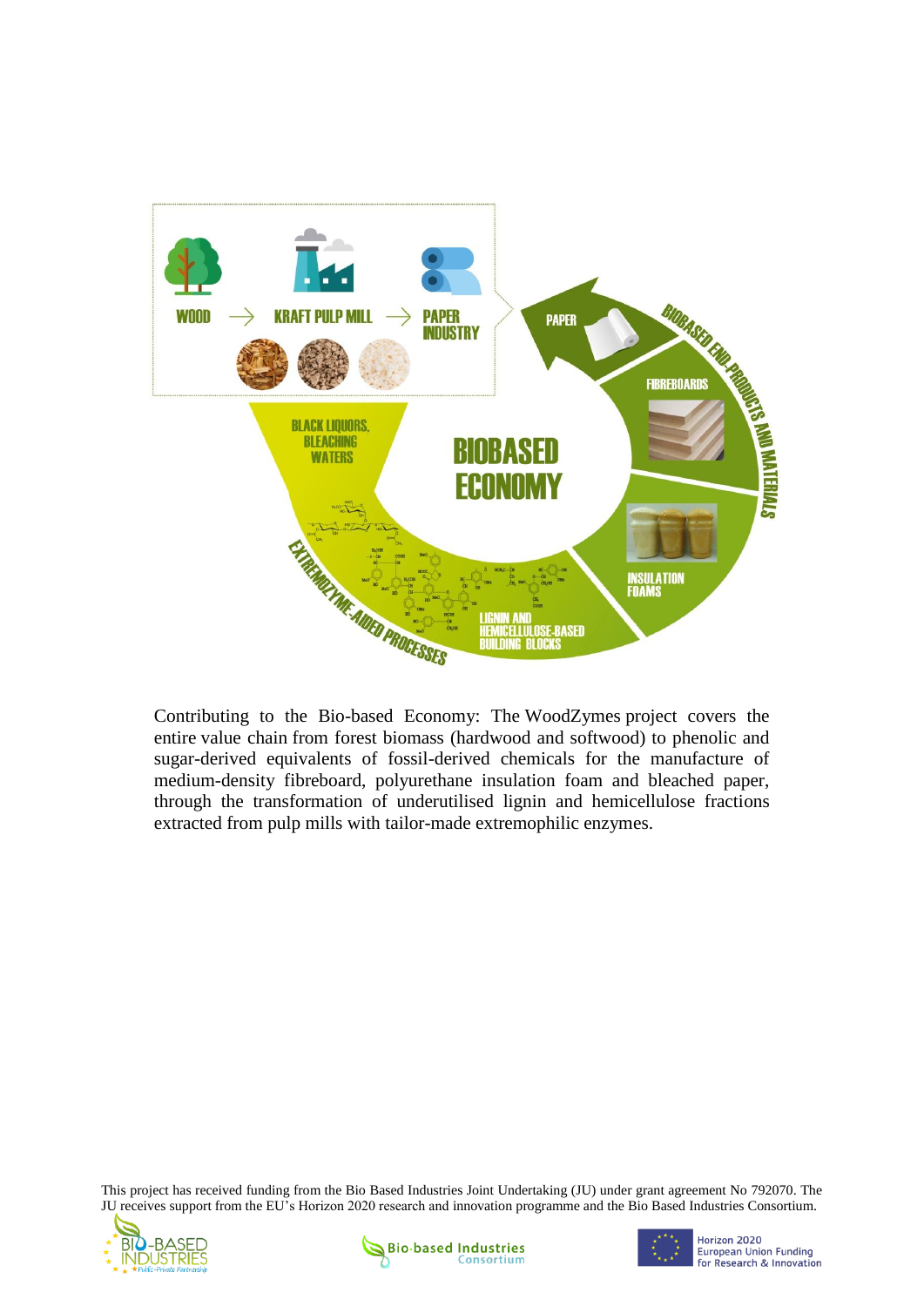WOOD → KRAFT PULP MILL → PAPER INDUSTRY

BLACK LIQUORS, BLEACHING WATERS

BIOBASED ECONOMY

PAPER

FIBREBOARDS

INSULATION FOAMS

LIGNIN AND HEMICELLULOSE-BASED BUILDING BLOCKS

EXTREMOZYME-AIDED PROCESSES

BIOBASED END-PRODUCTS AND MATERIALS

Contributing to the Bio-based Economy: The WoodZymes project covers the entire value chain from forest biomass (hardwood and softwood) to phenolic and sugar-derived equivalents of fossil-derived chemicals for the manufacture of medium-density fibreboard, polyurethane insulation foam and bleached paper, through the transformation of underutilised lignin and hemicellulose fractions extracted from pulp mills with tailor-made extremophilic enzymes.

This project has received funding from the Bio Based Industries Joint Undertaking (JU) under grant agreement No 792070. The JU receives support from the EU's Horizon 2020 research and innovation programme and the Bio Based Industries Consortium.

BIO-BASED INDUSTRIES Public-Private Partnership

Bio-based Industries Consortium

Horizon 2020 European Union Funding for Research & Innovation